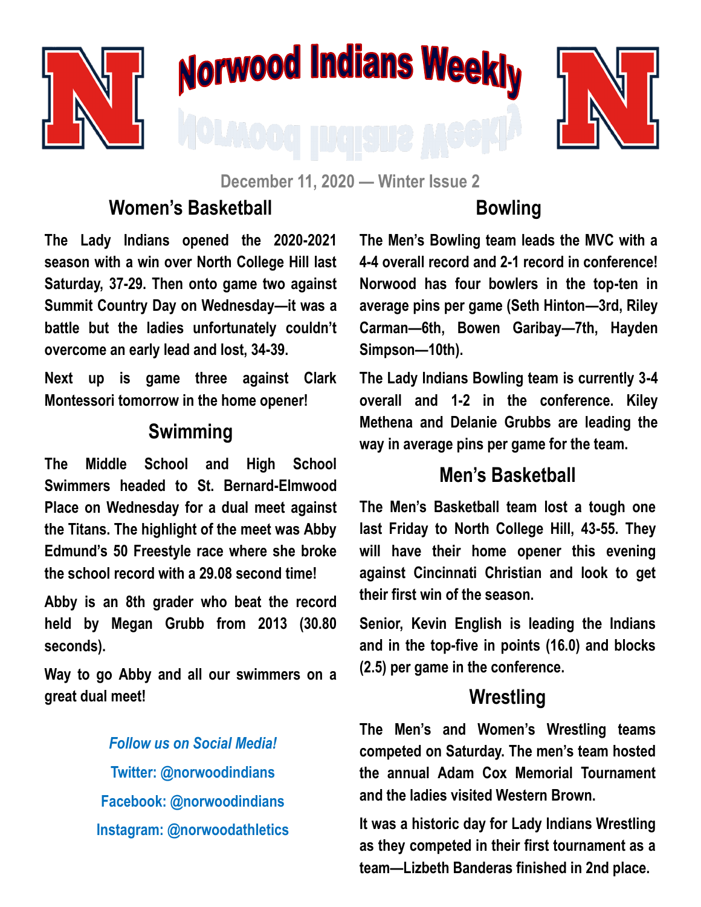# Norwood Indians Weekly

December 11, 2020 — Winter Issue 2

## Women's Basketball

The Lady Indians opened the 2020-2021 season with a win over North College Hill last Saturday, 37-29. Then onto game two against Summit Country Day on Wednesday—it was a battle but the ladies unfortunately couldn't overcome an early lead and lost, 34-39.

Next up is game three against Clark Montessori tomorrow in the home opener!

## Swimming

The Middle School and High School Swimmers headed to St. Bernard-Elmwood Place on Wednesday for a dual meet against the Titans. The highlight of the meet was Abby Edmund's 50 Freestyle race where she broke the school record with a 29.08 second time!

Abby is an 8th grader who beat the record held by Megan Grubb from 2013 (30.80 seconds).

Way to go Abby and all our swimmers on a great dual meet!

*Follow us on Social Media!*

Twitter: @norwoodindians

Facebook: @norwoodindians

Instagram: @norwoodathletics

## Bowling

The Men's Bowling team leads the MVC with a 4-4 overall record and 2-1 record in conference! Norwood has four bowlers in the top-ten in average pins per game (Seth Hinton—3rd, Riley Carman—6th, Bowen Garibay—7th, Hayden Simpson—10th).

The Lady Indians Bowling team is currently 3-4 overall and 1-2 in the conference. Kiley Methena and Delanie Grubbs are leading the way in average pins per game for the team.

## Men's Basketball

The Men's Basketball team lost a tough one last Friday to North College Hill, 43-55. They will have their home opener this evening against Cincinnati Christian and look to get their first win of the season.

Senior, Kevin English is leading the Indians and in the top-five in points (16.0) and blocks (2.5) per game in the conference.

## Wrestling

The Men's and Women's Wrestling teams competed on Saturday. The men's team hosted the annual Adam Cox Memorial Tournament and the ladies visited Western Brown.

It was a historic day for Lady Indians Wrestling as they competed in their first tournament as a team—Lizbeth Banderas finished in 2nd place.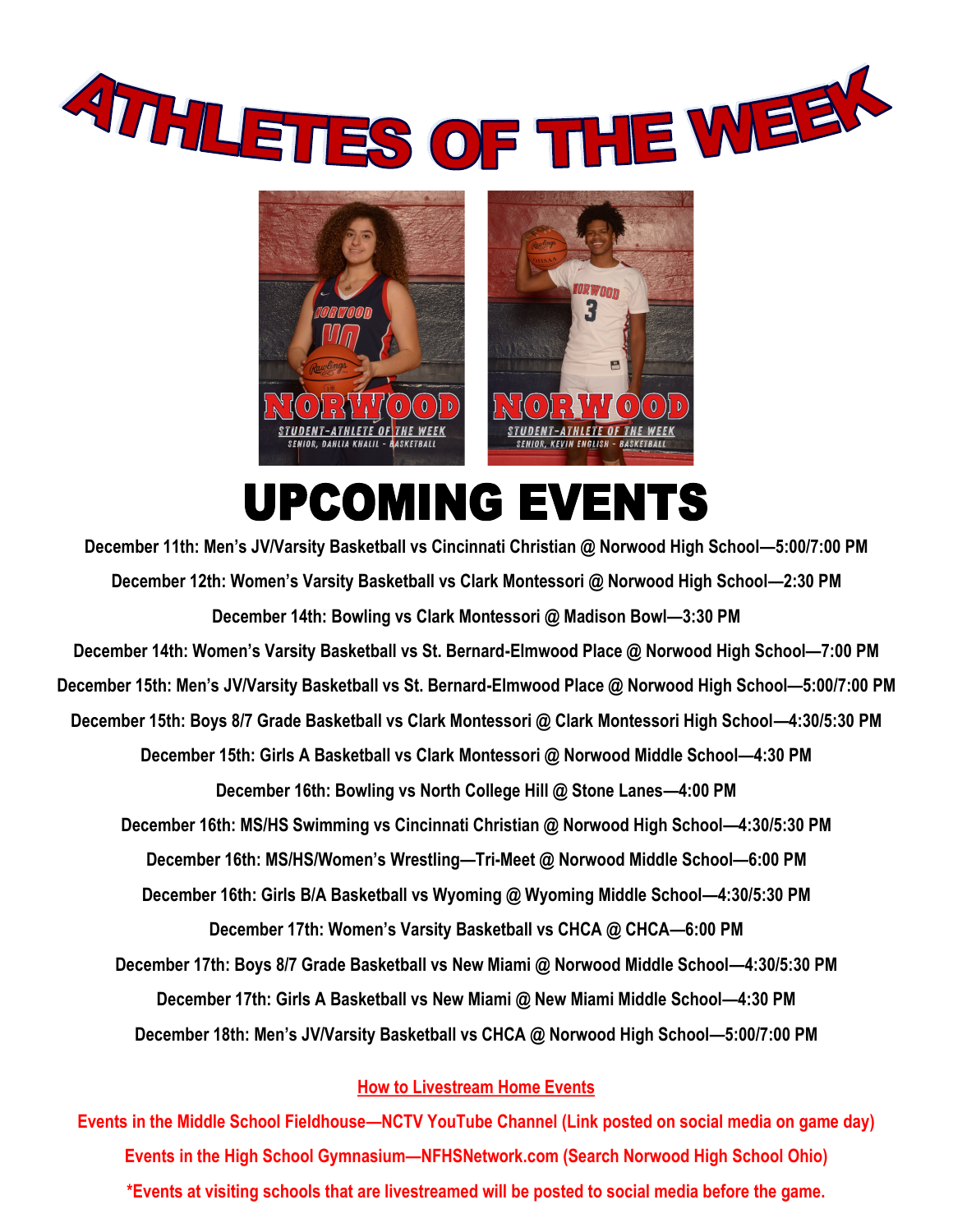# ATHLETES OF THE WEEK

NORWOOD
STUDENT-ATHLETE OF THE WEEK
SENIOR, DAHLIA KHALIL - BASKETBALL

NORWOOD
STUDENT-ATHLETE OF THE WEEK
SENIOR, KEVIN ENGLISH - BASKETBALL

# UPCOMING EVENTS

**December 11th: Men's JV/Varsity Basketball vs Cincinnati Christian @ Norwood High School—5:00/7:00 PM**

**December 12th: Women's Varsity Basketball vs Clark Montessori @ Norwood High School—2:30 PM**

**December 14th: Bowling vs Clark Montessori @ Madison Bowl—3:30 PM**

**December 14th: Women's Varsity Basketball vs St. Bernard-Elmwood Place @ Norwood High School—7:00 PM**

**December 15th: Men's JV/Varsity Basketball vs St. Bernard-Elmwood Place @ Norwood High School—5:00/7:00 PM**

**December 15th: Boys 8/7 Grade Basketball vs Clark Montessori @ Clark Montessori High School—4:30/5:30 PM**

**December 15th: Girls A Basketball vs Clark Montessori @ Norwood Middle School—4:30 PM**

**December 16th: Bowling vs North College Hill @ Stone Lanes—4:00 PM**

**December 16th: MS/HS Swimming vs Cincinnati Christian @ Norwood High School—4:30/5:30 PM**

**December 16th: MS/HS/Women's Wrestling—Tri-Meet @ Norwood Middle School—6:00 PM**

**December 16th: Girls B/A Basketball vs Wyoming @ Wyoming Middle School—4:30/5:30 PM**

**December 17th: Women's Varsity Basketball vs CHCA @ CHCA—6:00 PM**

**December 17th: Boys 8/7 Grade Basketball vs New Miami @ Norwood Middle School—4:30/5:30 PM**

**December 17th: Girls A Basketball vs New Miami @ New Miami Middle School—4:30 PM**

**December 18th: Men's JV/Varsity Basketball vs CHCA @ Norwood High School—5:00/7:00 PM**

**How to Livestream Home Events**

**Events in the Middle School Fieldhouse—NCTV YouTube Channel (Link posted on social media on game day)**

**Events in the High School Gymnasium—NFHSNetwork.com (Search Norwood High School Ohio)**

***Events at visiting schools that are livestreamed will be posted to social media before the game.**